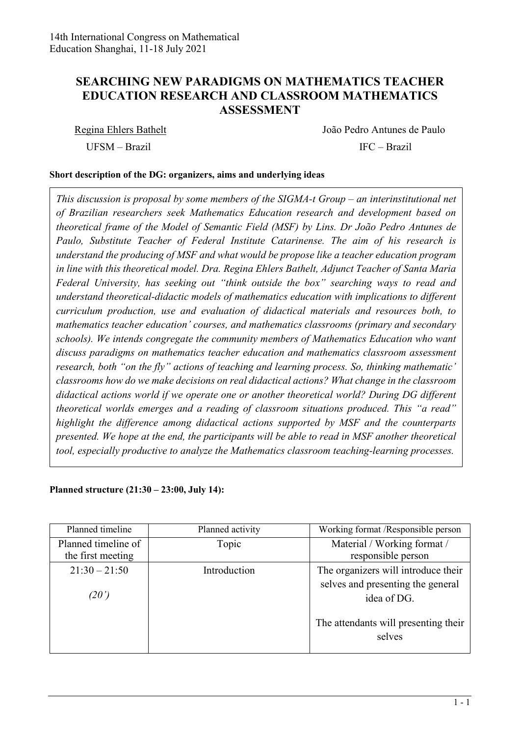14th International Congress on Mathematical Education Shanghai, 11-18 July 2021

# SEARCHING NEW PARADIGMS ON MATHEMATICS TEACHER EDUCATION RESEARCH AND CLASSROOM MATHEMATICS ASSESSMENT

Regina Ehlers Bathelt — UFSM – Brazil

João Pedro Antunes de Paulo — IFC – Brazil

**Short description of the DG: organizers, aims and underlying ideas**

*This discussion is proposal by some members of the SIGMA-t Group – an interinstitutional net of Brazilian researchers seek Mathematics Education research and development based on theoretical frame of the Model of Semantic Field (MSF) by Lins. Dr João Pedro Antunes de Paulo, Substitute Teacher of Federal Institute Catarinense. The aim of his research is understand the producing of MSF and what would be propose like a teacher education program in line with this theoretical model. Dra. Regina Ehlers Bathelt, Adjunct Teacher of Santa Maria Federal University, has seeking out "think outside the box" searching ways to read and understand theoretical-didactic models of mathematics education with implications to different curriculum production, use and evaluation of didactical materials and resources both, to mathematics teacher education' courses, and mathematics classrooms (primary and secondary schools). We intends congregate the community members of Mathematics Education who want discuss paradigms on mathematics teacher education and mathematics classroom assessment research, both "on the fly" actions of teaching and learning process. So, thinking mathematic' classrooms how do we make decisions on real didactical actions? What change in the classroom didactical actions world if we operate one or another theoretical world? During DG different theoretical worlds emerges and a reading of classroom situations produced. This "a read" highlight the difference among didactical actions supported by MSF and the counterparts presented. We hope at the end, the participants will be able to read in MSF another theoretical tool, especially productive to analyze the Mathematics classroom teaching-learning processes.*

**Planned structure (21:30 – 23:00, July 14):**

| Planned timeline | Planned activity | Working format /Responsible person |
|---|---|---|
| Planned timeline of the first meeting | Topic | Material / Working format / responsible person |
| 21:30 – 21:50 *(20')* | Introduction | The organizers will introduce their selves and presenting the general idea of DG. The attendants will presenting their selves |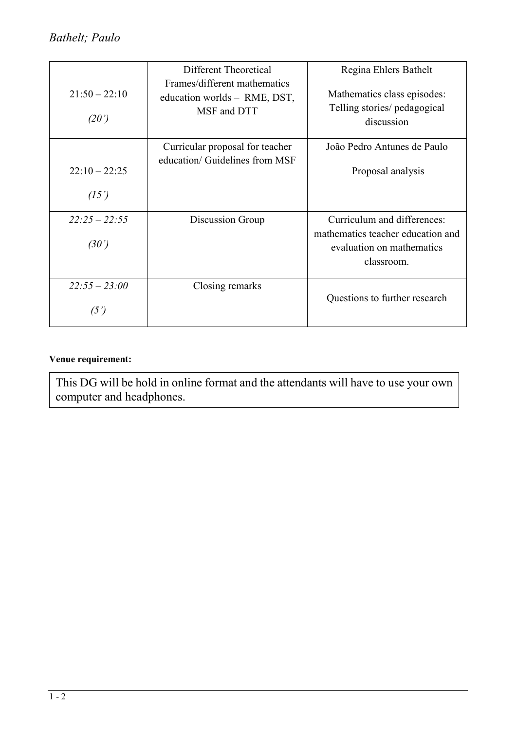| | | |
|---|---|---|
| 21:50 – 22:10<br>*(20')* | Different Theoretical Frames/different mathematics education worlds – RME, DST, MSF and DTT | Regina Ehlers Bathelt<br>Mathematics class episodes: Telling stories/ pedagogical discussion |
| 22:10 – 22:25<br>*(15')* | Curricular proposal for teacher education/ Guidelines from MSF | João Pedro Antunes de Paulo<br>Proposal analysis |
| *22:25 – 22:55*<br>*(30')* | Discussion Group | Curriculum and differences: mathematics teacher education and evaluation on mathematics classroom. |
| *22:55 – 23:00*<br>*(5')* | Closing remarks | Questions to further research |

**Venue requirement:**

This DG will be hold in online format and the attendants will have to use your own computer and headphones.